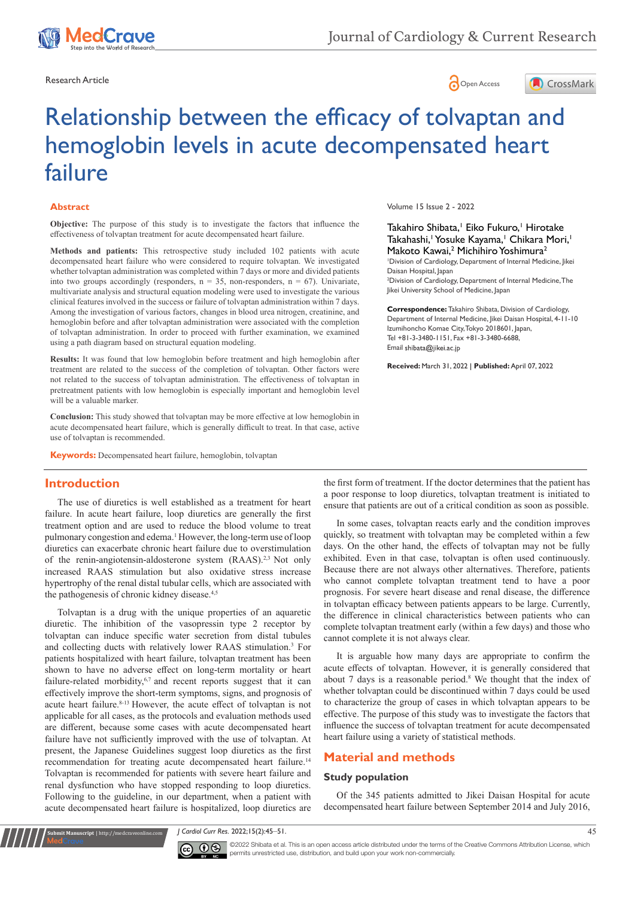Research Article

Open Access

# Relationship between the efficacy of tolvaptan and hemoglobin levels in acute decompensated heart failure

Volume 15 Issue 2 - 2022

Takahiro Shibata,[1] Eiko Fukuro,[1] Hirotake Takahashi,[1] Yosuke Kayama,[1] Chikara Mori,[1] Makoto Kawai,[2] Michihiro Yoshimura[2]

[1]Division of Cardiology, Department of Internal Medicine, Jikei Daisan Hospital, Japan

[2]Division of Cardiology, Department of Internal Medicine, The Jikei University School of Medicine, Japan

**Correspondence:** Takahiro Shibata, Division of Cardiology, Department of Internal Medicine, Jikei Daisan Hospital, 4-11-10 Izumihoncho Komae City, Tokyo 2018601, Japan, Tel +81-3-3480-1151, Fax +81-3-3480-6688, Email shibata@jikei.ac.jp

**Received:** March 31, 2022 | **Published:** April 07, 2022

## Abstract

**Objective:** The purpose of this study is to investigate the factors that influence the effectiveness of tolvaptan treatment for acute decompensated heart failure.

**Methods and patients:** This retrospective study included 102 patients with acute decompensated heart failure who were considered to require tolvaptan. We investigated whether tolvaptan administration was completed within 7 days or more and divided patients into two groups accordingly (responders, n = 35, non-responders, n = 67). Univariate, multivariate analysis and structural equation modeling were used to investigate the various clinical features involved in the success or failure of tolvaptan administration within 7 days. Among the investigation of various factors, changes in blood urea nitrogen, creatinine, and hemoglobin before and after tolvaptan administration were associated with the completion of tolvaptan administration. In order to proceed with further examination, we examined using a path diagram based on structural equation modeling.

**Results:** It was found that low hemoglobin before treatment and high hemoglobin after treatment are related to the success of the completion of tolvaptan. Other factors were not related to the success of tolvaptan administration. The effectiveness of tolvaptan in pretreatment patients with low hemoglobin is especially important and hemoglobin level will be a valuable marker.

**Conclusion:** This study showed that tolvaptan may be more effective at low hemoglobin in acute decompensated heart failure, which is generally difficult to treat. In that case, active use of tolvaptan is recommended.

**Keywords:** Decompensated heart failure, hemoglobin, tolvaptan

## Introduction

The use of diuretics is well established as a treatment for heart failure. In acute heart failure, loop diuretics are generally the first treatment option and are used to reduce the blood volume to treat pulmonary congestion and edema.[1] However, the long-term use of loop diuretics can exacerbate chronic heart failure due to overstimulation of the renin-angiotensin-aldosterone system (RAAS).[2,3] Not only increased RAAS stimulation but also oxidative stress increase hypertrophy of the renal distal tubular cells, which are associated with the pathogenesis of chronic kidney disease.[4,5]

Tolvaptan is a drug with the unique properties of an aquaretic diuretic. The inhibition of the vasopressin type 2 receptor by tolvaptan can induce specific water secretion from distal tubules and collecting ducts with relatively lower RAAS stimulation.[3] For patients hospitalized with heart failure, tolvaptan treatment has been shown to have no adverse effect on long-term mortality or heart failure-related morbidity,[6,7] and recent reports suggest that it can effectively improve the short-term symptoms, signs, and prognosis of acute heart failure.[8-13] However, the acute effect of tolvaptan is not applicable for all cases, as the protocols and evaluation methods used are different, because some cases with acute decompensated heart failure have not sufficiently improved with the use of tolvaptan. At present, the Japanese Guidelines suggest loop diuretics as the first recommendation for treating acute decompensated heart failure.[14] Tolvaptan is recommended for patients with severe heart failure and renal dysfunction who have stopped responding to loop diuretics. Following to the guideline, in our department, when a patient with acute decompensated heart failure is hospitalized, loop diuretics are the first form of treatment. If the doctor determines that the patient has a poor response to loop diuretics, tolvaptan treatment is initiated to ensure that patients are out of a critical condition as soon as possible.

In some cases, tolvaptan reacts early and the condition improves quickly, so treatment with tolvaptan may be completed within a few days. On the other hand, the effects of tolvaptan may not be fully exhibited. Even in that case, tolvaptan is often used continuously. Because there are not always other alternatives. Therefore, patients who cannot complete tolvaptan treatment tend to have a poor prognosis. For severe heart disease and renal disease, the difference in tolvaptan efficacy between patients appears to be large. Currently, the difference in clinical characteristics between patients who can complete tolvaptan treatment early (within a few days) and those who cannot complete it is not always clear.

It is arguable how many days are appropriate to confirm the acute effects of tolvaptan. However, it is generally considered that about 7 days is a reasonable period.[8] We thought that the index of whether tolvaptan could be discontinued within 7 days could be used to characterize the group of cases in which tolvaptan appears to be effective. The purpose of this study was to investigate the factors that influence the success of tolvaptan treatment for acute decompensated heart failure using a variety of statistical methods.

## Material and methods

### Study population

Of the 345 patients admitted to Jikei Daisan Hospital for acute decompensated heart failure between September 2014 and July 2016,

©2022 Shibata et al. This is an open access article distributed under the terms of the Creative Commons Attribution License, which permits unrestricted use, distribution, and build upon your work non-commercially.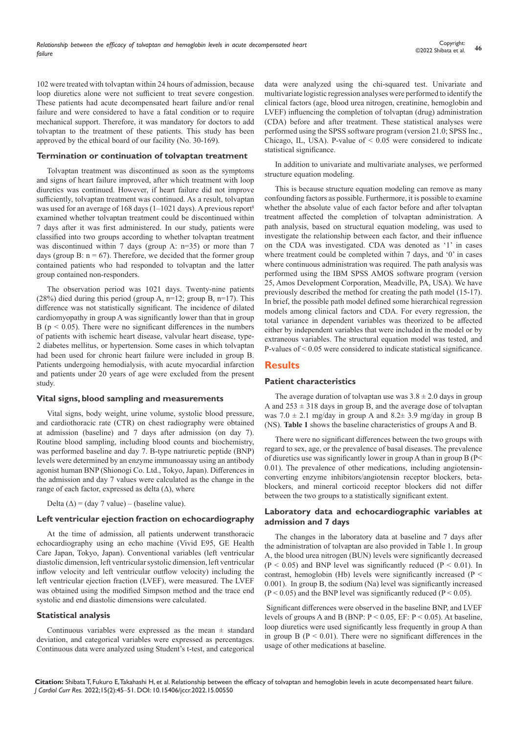102 were treated with tolvaptan within 24 hours of admission, because loop diuretics alone were not sufficient to treat severe congestion. These patients had acute decompensated heart failure and/or renal failure and were considered to have a fatal condition or to require mechanical support. Therefore, it was mandatory for doctors to add tolvaptan to the treatment of these patients. This study has been approved by the ethical board of our facility (No. 30-169).

### Termination or continuation of tolvaptan treatment

Tolvaptan treatment was discontinued as soon as the symptoms and signs of heart failure improved, after which treatment with loop diuretics was continued. However, if heart failure did not improve sufficiently, tolvaptan treatment was continued. As a result, tolvaptan was used for an average of 168 days (1–1021 days). A previous report[8] examined whether tolvaptan treatment could be discontinued within 7 days after it was first administered. In our study, patients were classified into two groups according to whether tolvaptan treatment was discontinued within 7 days (group A: n=35) or more than 7 days (group B: n = 67). Therefore, we decided that the former group contained patients who had responded to tolvaptan and the latter group contained non-responders.

The observation period was 1021 days. Twenty-nine patients (28%) died during this period (group A, n=12; group B, n=17). This difference was not statistically significant. The incidence of dilated cardiomyopathy in group A was significantly lower than that in group B ($p < 0.05$). There were no significant differences in the numbers of patients with ischemic heart disease, valvular heart disease, type-2 diabetes mellitus, or hypertension. Some cases in which tolvaptan had been used for chronic heart failure were included in group B. Patients undergoing hemodialysis, with acute myocardial infarction and patients under 20 years of age were excluded from the present study.

### Vital signs, blood sampling and measurements

Vital signs, body weight, urine volume, systolic blood pressure, and cardiothoracic rate (CTR) on chest radiography were obtained at admission (baseline) and 7 days after admission (on day 7). Routine blood sampling, including blood counts and biochemistry, was performed baseline and day 7. B-type natriuretic peptide (BNP) levels were determined by an enzyme immunoassay using an antibody agonist human BNP (Shionogi Co. Ltd., Tokyo, Japan). Differences in the admission and day 7 values were calculated as the change in the range of each factor, expressed as delta (Δ), where

Delta (Δ) = (day 7 value) – (baseline value).

### Left ventricular ejection fraction on echocardiography

At the time of admission, all patients underwent transthoracic echocardiography using an echo machine (Vivid E95, GE Health Care Japan, Tokyo, Japan). Conventional variables (left ventricular diastolic dimension, left ventricular systolic dimension, left ventricular inflow velocity and left ventricular outflow velocity) including the left ventricular ejection fraction (LVEF), were measured. The LVEF was obtained using the modified Simpson method and the trace end systolic and end diastolic dimensions were calculated.

### Statistical analysis

Continuous variables were expressed as the mean ± standard deviation, and categorical variables were expressed as percentages. Continuous data were analyzed using Student's t-test, and categorical data were analyzed using the chi-squared test. Univariate and multivariate logistic regression analyses were performed to identify the clinical factors (age, blood urea nitrogen, creatinine, hemoglobin and LVEF) influencing the completion of tolvaptan (drug) administration (CDA) before and after treatment. These statistical analyses were performed using the SPSS software program (version 21.0; SPSS Inc., Chicago, IL, USA). P-value of < 0.05 were considered to indicate statistical significance.

In addition to univariate and multivariate analyses, we performed structure equation modeling.

This is because structure equation modeling can remove as many confounding factors as possible. Furthermore, it is possible to examine whether the absolute value of each factor before and after tolvaptan treatment affected the completion of tolvaptan administration. A path analysis, based on structural equation modeling, was used to investigate the relationship between each factor, and their influence on the CDA was investigated. CDA was denoted as '1' in cases where treatment could be completed within 7 days, and '0' in cases where continuous administration was required. The path analysis was performed using the IBM SPSS AMOS software program (version 25, Amos Development Corporation, Meadville, PA, USA). We have previously described the method for creating the path model (15-17). In brief, the possible path model defined some hierarchical regression models among clinical factors and CDA. For every regression, the total variance in dependent variables was theorized to be affected either by independent variables that were included in the model or by extraneous variables. The structural equation model was tested, and P-values of < 0.05 were considered to indicate statistical significance.

## Results

### Patient characteristics

The average duration of tolvaptan use was 3.8 ± 2.0 days in group A and 253 ± 318 days in group B, and the average dose of tolvaptan was 7.0 ± 2.1 mg/day in group A and 8.2± 3.9 mg/day in group B (NS). **Table 1** shows the baseline characteristics of groups A and B.

There were no significant differences between the two groups with regard to sex, age, or the prevalence of basal diseases. The prevalence of diuretics use was significantly lower in group A than in group B ($P < 0.01$). The prevalence of other medications, including angiotensin-converting enzyme inhibitors/angiotensin receptor blockers, beta-blockers, and mineral corticoid receptor blockers did not differ between the two groups to a statistically significant extent.

### Laboratory data and echocardiographic variables at admission and 7 days

The changes in the laboratory data at baseline and 7 days after the administration of tolvaptan are also provided in Table 1. In group A, the blood urea nitrogen (BUN) levels were significantly decreased ($P < 0.05$) and BNP level was significantly reduced ($P < 0.01$). In contrast, hemoglobin (Hb) levels were significantly increased ($P < 0.001$). In group B, the sodium (Na) level was significantly increased ($P < 0.05$) and the BNP level was significantly reduced ($P < 0.05$).

Significant differences were observed in the baseline BNP, and LVEF levels of groups A and B (BNP: $P < 0.05$, EF: $P < 0.05$). At baseline, loop diuretics were used significantly less frequently in group A than in group B ($P < 0.01$). There were no significant differences in the usage of other medications at baseline.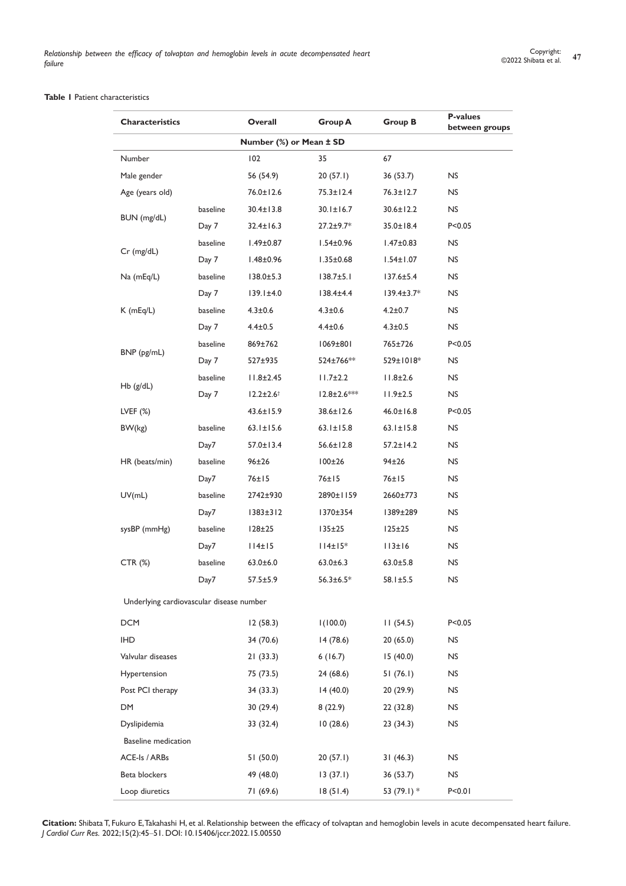**Table 1** Patient characteristics

| Characteristics | | Overall | Group A | Group B | P-values between groups |
|---|---|---|---|---|---|
| | | Number (%) or Mean ± SD | | | |
| Number | | 102 | 35 | 67 | |
| Male gender | | 56 (54.9) | 20 (57.1) | 36 (53.7) | NS |
| Age (years old) | | 76.0±12.6 | 75.3±12.4 | 76.3±12.7 | NS |
| BUN (mg/dL) | baseline | 30.4±13.8 | 30.1±16.7 | 30.6±12.2 | NS |
| | Day 7 | 32.4±16.3 | 27.2±9.7* | 35.0±18.4 | P<0.05 |
| Cr (mg/dL) | baseline | 1.49±0.87 | 1.54±0.96 | 1.47±0.83 | NS |
| | Day 7 | 1.48±0.96 | 1.35±0.68 | 1.54±1.07 | NS |
| Na (mEq/L) | baseline | 138.0±5.3 | 138.7±5.1 | 137.6±5.4 | NS |
| | Day 7 | 139.1±4.0 | 138.4±4.4 | 139.4±3.7* | NS |
| K (mEq/L) | baseline | 4.3±0.6 | 4.3±0.6 | 4.2±0.7 | NS |
| | Day 7 | 4.4±0.5 | 4.4±0.6 | 4.3±0.5 | NS |
| BNP (pg/mL) | baseline | 869±762 | 1069±801 | 765±726 | P<0.05 |
| | Day 7 | 527±935 | 524±766** | 529±1018* | NS |
| Hb (g/dL) | baseline | 11.8±2.45 | 11.7±2.2 | 11.8±2.6 | NS |
| | Day 7 | 12.2±2.6† | 12.8±2.6*** | 11.9±2.5 | NS |
| LVEF (%) | | 43.6±15.9 | 38.6±12.6 | 46.0±16.8 | P<0.05 |
| BW(kg) | baseline | 63.1±15.6 | 63.1±15.8 | 63.1±15.8 | NS |
| | Day7 | 57.0±13.4 | 56.6±12.8 | 57.2±14.2 | NS |
| HR (beats/min) | baseline | 96±26 | 100±26 | 94±26 | NS |
| | Day7 | 76±15 | 76±15 | 76±15 | NS |
| UV(mL) | baseline | 2742±930 | 2890±1159 | 2660±773 | NS |
| | Day7 | 1383±312 | 1370±354 | 1389±289 | NS |
| sysBP (mmHg) | baseline | 128±25 | 135±25 | 125±25 | NS |
| | Day7 | 114±15 | 114±15* | 113±16 | NS |
| CTR (%) | baseline | 63.0±6.0 | 63.0±6.3 | 63.0±5.8 | NS |
| | Day7 | 57.5±5.9 | 56.3±6.5* | 58.1±5.5 | NS |
| Underlying cardiovascular disease number | | | | | |
| DCM | | 12 (58.3) | 1(100.0) | 11 (54.5) | P<0.05 |
| IHD | | 34 (70.6) | 14 (78.6) | 20 (65.0) | NS |
| Valvular diseases | | 21 (33.3) | 6 (16.7) | 15 (40.0) | NS |
| Hypertension | | 75 (73.5) | 24 (68.6) | 51 (76.1) | NS |
| Post PCI therapy | | 34 (33.3) | 14 (40.0) | 20 (29.9) | NS |
| DM | | 30 (29.4) | 8 (22.9) | 22 (32.8) | NS |
| Dyslipidemia | | 33 (32.4) | 10 (28.6) | 23 (34.3) | NS |
| Baseline medication | | | | | |
| ACE-Is / ARBs | | 51 (50.0) | 20 (57.1) | 31 (46.3) | NS |
| Beta blockers | | 49 (48.0) | 13 (37.1) | 36 (53.7) | NS |
| Loop diuretics | | 71 (69.6) | 18 (51.4) | 53 (79.1) * | P<0.01 |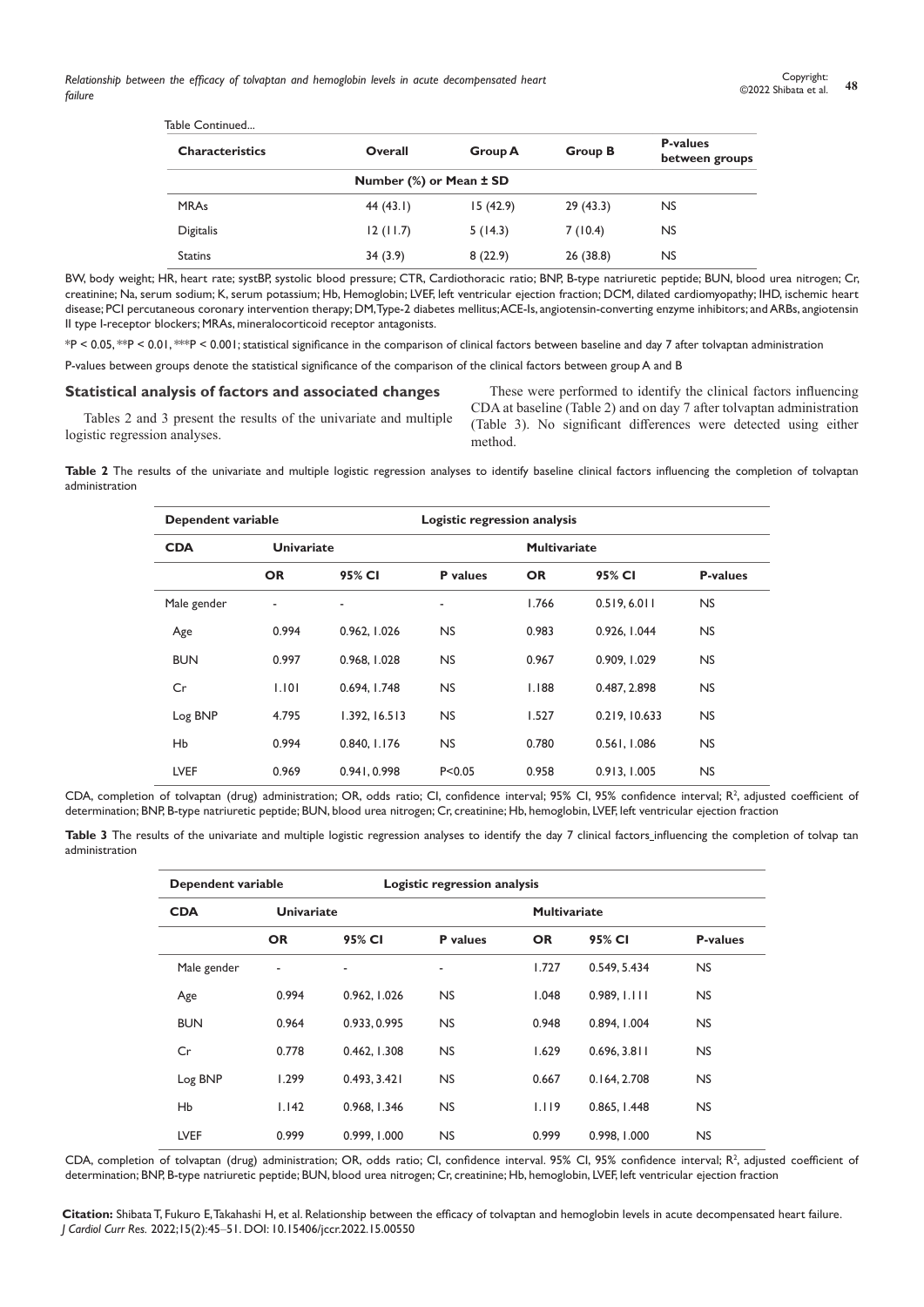Table Continued...

| Characteristics | Overall | Group A | Group B | P-values between groups |
|---|---|---|---|---|
| | Number (%) or Mean ± SD | | | |
| MRAs | 44 (43.1) | 15 (42.9) | 29 (43.3) | NS |
| Digitalis | 12 (11.7) | 5 (14.3) | 7 (10.4) | NS |
| Statins | 34 (3.9) | 8 (22.9) | 26 (38.8) | NS |

BW, body weight; HR, heart rate; systBP, systolic blood pressure; CTR, Cardiothoracic ratio; BNP, B-type natriuretic peptide; BUN, blood urea nitrogen; Cr, creatinine; Na, serum sodium; K, serum potassium; Hb, Hemoglobin; LVEF, left ventricular ejection fraction; DCM, dilated cardiomyopathy; IHD, ischemic heart disease; PCI percutaneous coronary intervention therapy; DM, Type-2 diabetes mellitus; ACE-Is, angiotensin-converting enzyme inhibitors; and ARBs, angiotensin II type I-receptor blockers; MRAs, mineralocorticoid receptor antagonists.

*P < 0.05, **P < 0.01, ***P < 0.001; statistical significance in the comparison of clinical factors between baseline and day 7 after tolvaptan administration

P-values between groups denote the statistical significance of the comparison of the clinical factors between group A and B

## Statistical analysis of factors and associated changes

Tables 2 and 3 present the results of the univariate and multiple logistic regression analyses.

These were performed to identify the clinical factors influencing CDA at baseline (Table 2) and on day 7 after tolvaptan administration (Table 3). No significant differences were detected using either method.

**Table 2** The results of the univariate and multiple logistic regression analyses to identify baseline clinical factors influencing the completion of tolvaptan administration

| Dependent variable | Logistic regression analysis | | | | | |
|---|---|---|---|---|---|---|
| CDA | Univariate | | | Multivariate | | |
| | OR | 95% CI | P values | OR | 95% CI | P-values |
| Male gender | - | - | - | 1.766 | 0.519, 6.011 | NS |
| Age | 0.994 | 0.962, 1.026 | NS | 0.983 | 0.926, 1.044 | NS |
| BUN | 0.997 | 0.968, 1.028 | NS | 0.967 | 0.909, 1.029 | NS |
| Cr | 1.101 | 0.694, 1.748 | NS | 1.188 | 0.487, 2.898 | NS |
| Log BNP | 4.795 | 1.392, 16.513 | NS | 1.527 | 0.219, 10.633 | NS |
| Hb | 0.994 | 0.840, 1.176 | NS | 0.780 | 0.561, 1.086 | NS |
| LVEF | 0.969 | 0.941, 0.998 | P<0.05 | 0.958 | 0.913, 1.005 | NS |

CDA, completion of tolvaptan (drug) administration; OR, odds ratio; CI, confidence interval; 95% CI, 95% confidence interval; $R^2$, adjusted coefficient of determination; BNP, B-type natriuretic peptide; BUN, blood urea nitrogen; Cr, creatinine; Hb, hemoglobin, LVEF, left ventricular ejection fraction

**Table 3** The results of the univariate and multiple logistic regression analyses to identify the day 7 clinical factors influencing the completion of tolvap tan administration

| Dependent variable | Logistic regression analysis | | | | | |
|---|---|---|---|---|---|---|
| CDA | Univariate | | | Multivariate | | |
| | OR | 95% CI | P values | OR | 95% CI | P-values |
| Male gender | - | - | - | 1.727 | 0.549, 5.434 | NS |
| Age | 0.994 | 0.962, 1.026 | NS | 1.048 | 0.989, 1.111 | NS |
| BUN | 0.964 | 0.933, 0.995 | NS | 0.948 | 0.894, 1.004 | NS |
| Cr | 0.778 | 0.462, 1.308 | NS | 1.629 | 0.696, 3.811 | NS |
| Log BNP | 1.299 | 0.493, 3.421 | NS | 0.667 | 0.164, 2.708 | NS |
| Hb | 1.142 | 0.968, 1.346 | NS | 1.119 | 0.865, 1.448 | NS |
| LVEF | 0.999 | 0.999, 1.000 | NS | 0.999 | 0.998, 1.000 | NS |

CDA, completion of tolvaptan (drug) administration; OR, odds ratio; CI, confidence interval. 95% CI, 95% confidence interval; $R^2$, adjusted coefficient of determination; BNP, B-type natriuretic peptide; BUN, blood urea nitrogen; Cr, creatinine; Hb, hemoglobin, LVEF, left ventricular ejection fraction

**Citation:** Shibata T, Fukuro E, Takahashi H, et al. Relationship between the efficacy of tolvaptan and hemoglobin levels in acute decompensated heart failure. *J Cardiol Curr Res.* 2022;15(2):45‒51. DOI: 10.15406/jccr.2022.15.00550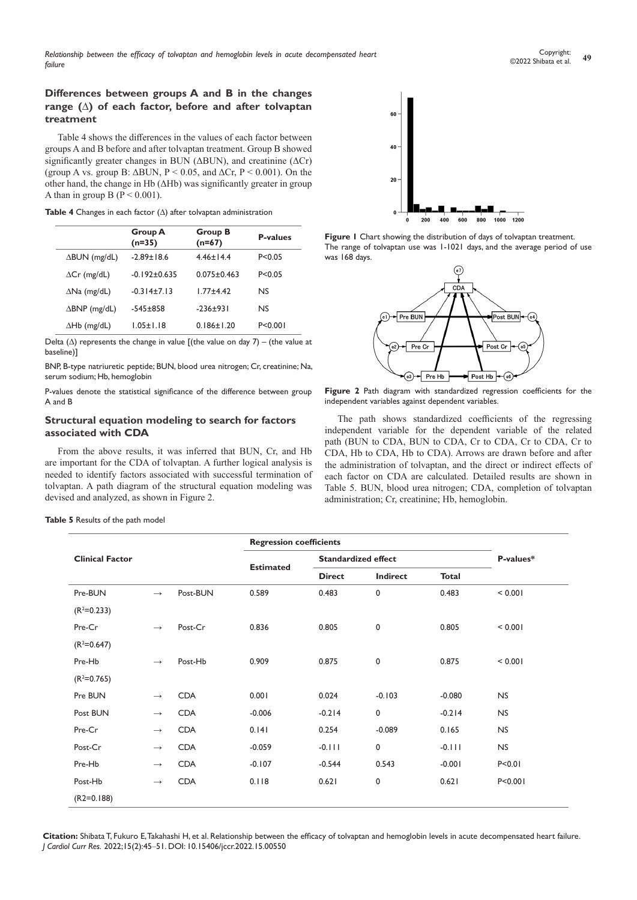## Differences between groups A and B in the changes range (Δ) of each factor, before and after tolvaptan treatment

Table 4 shows the differences in the values of each factor between groups A and B before and after tolvaptan treatment. Group B showed significantly greater changes in BUN (ΔBUN), and creatinine (ΔCr) (group A vs. group B: ΔBUN, $P < 0.05$, and ΔCr, $P < 0.001$). On the other hand, the change in Hb (ΔHb) was significantly greater in group A than in group B ($P < 0.001$).

**Table 4** Changes in each factor (Δ) after tolvaptan administration

| | Group A (n=35) | Group B (n=67) | P-values |
|---|---|---|---|
| ΔBUN (mg/dL) | -2.89±18.6 | 4.46±14.4 | P<0.05 |
| ΔCr (mg/dL) | -0.192±0.635 | 0.075±0.463 | P<0.05 |
| ΔNa (mg/dL) | -0.314±7.13 | 1.77±4.42 | NS |
| ΔBNP (mg/dL) | -545±858 | -236±931 | NS |
| ΔHb (mg/dL) | 1.05±1.18 | 0.186±1.20 | P<0.001 |

Delta (Δ) represents the change in value [(the value on day 7) – (the value at baseline)]

BNP, B-type natriuretic peptide; BUN, blood urea nitrogen; Cr, creatinine; Na, serum sodium; Hb, hemoglobin

P-values denote the statistical significance of the difference between group A and B

## Structural equation modeling to search for factors associated with CDA

From the above results, it was inferred that BUN, Cr, and Hb are important for the CDA of tolvaptan. A further logical analysis is needed to identify factors associated with successful termination of tolvaptan. A path diagram of the structural equation modeling was devised and analyzed, as shown in Figure 2.

**Figure 1** Chart showing the distribution of days of tolvaptan treatment. The range of tolvaptan use was 1-1021 days, and the average period of use was 168 days.

**Figure 2** Path diagram with standardized regression coefficients for the independent variables against dependent variables.

The path shows standardized coefficients of the regressing independent variable for the dependent variable of the related path (BUN to CDA, BUN to CDA, Cr to CDA, Cr to CDA, Cr to CDA, Hb to CDA, Hb to CDA). Arrows are drawn before and after the administration of tolvaptan, and the direct or indirect effects of each factor on CDA are calculated. Detailed results are shown in Table 5. BUN, blood urea nitrogen; CDA, completion of tolvaptan administration; Cr, creatinine; Hb, hemoglobin.

**Table 5** Results of the path model

| Clinical Factor | | | Regression coefficients | | | | P-values* |
|---|---|---|---|---|---|---|---|
| | | | Estimated | Standardized effect | | | |
| | | | | Direct | Indirect | Total | |
| Pre-BUN ($R^2$=0.233) | → | Post-BUN | 0.589 | 0.483 | 0 | 0.483 | < 0.001 |
| Pre-Cr ($R^2$=0.647) | → | Post-Cr | 0.836 | 0.805 | 0 | 0.805 | < 0.001 |
| Pre-Hb ($R^2$=0.765) | → | Post-Hb | 0.909 | 0.875 | 0 | 0.875 | < 0.001 |
| Pre BUN | → | CDA | 0.001 | 0.024 | -0.103 | -0.080 | NS |
| Post BUN | → | CDA | -0.006 | -0.214 | 0 | -0.214 | NS |
| Pre-Cr | → | CDA | 0.141 | 0.254 | -0.089 | 0.165 | NS |
| Post-Cr | → | CDA | -0.059 | -0.111 | 0 | -0.111 | NS |
| Pre-Hb | → | CDA | -0.107 | -0.544 | 0.543 | -0.001 | P<0.01 |
| Post-Hb (R2=0.188) | → | CDA | 0.118 | 0.621 | 0 | 0.621 | P<0.001 |

**Citation:** Shibata T, Fukuro E, Takahashi H, et al. Relationship between the efficacy of tolvaptan and hemoglobin levels in acute decompensated heart failure. *J Cardiol Curr Res.* 2022;15(2):45‒51. DOI: 10.15406/jccr.2022.15.00550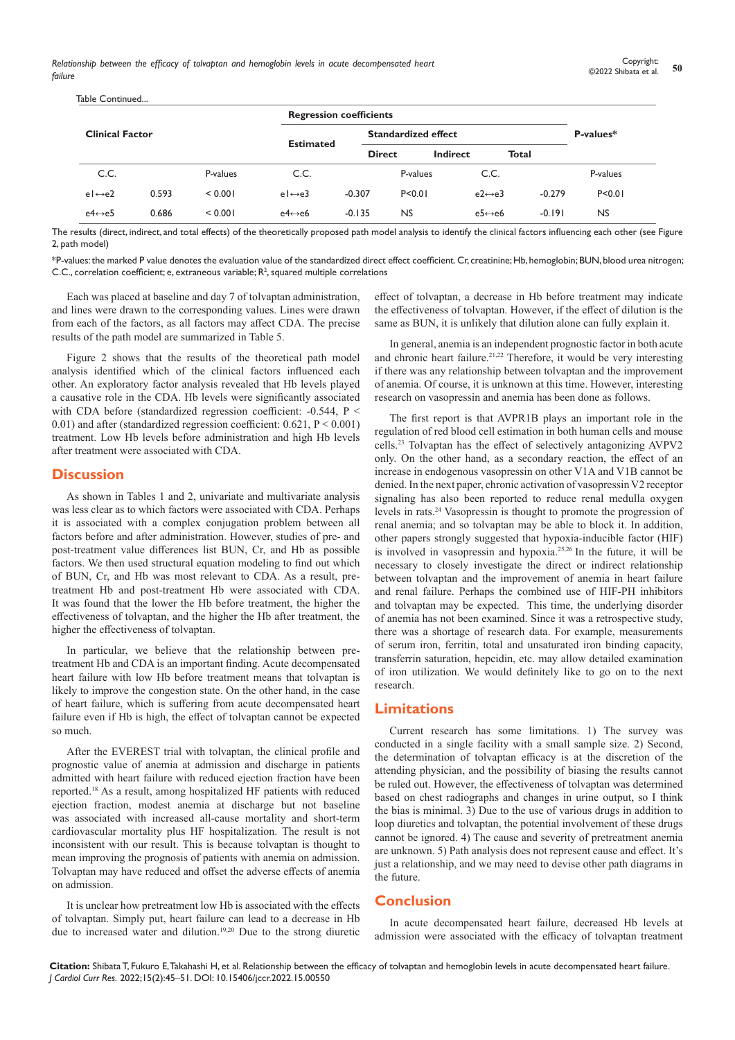Table Continued...

| Clinical Factor | | | Regression coefficients | | | | | |
|---|---|---|---|---|---|---|---|---|
| | | | Estimated | Standardized effect | | | | P-values* |
| | | | | Direct | Indirect | Total | | |
| C.C. | | P-values | C.C. | | P-values | C.C. | | P-values |
| e1↔e2 | 0.593 | < 0.001 | e1↔e3 | -0.307 | P<0.01 | e2↔e3 | -0.279 | P<0.01 |
| e4↔e5 | 0.686 | < 0.001 | e4↔e6 | -0.135 | NS | e5↔e6 | -0.191 | NS |

The results (direct, indirect, and total effects) of the theoretically proposed path model analysis to identify the clinical factors influencing each other (see Figure 2, path model)

*P-values: the marked P value denotes the evaluation value of the standardized direct effect coefficient. Cr, creatinine; Hb, hemoglobin; BUN, blood urea nitrogen; C.C., correlation coefficient; e, extraneous variable; $R^2$, squared multiple correlations

Each was placed at baseline and day 7 of tolvaptan administration, and lines were drawn to the corresponding values. Lines were drawn from each of the factors, as all factors may affect CDA. The precise results of the path model are summarized in Table 5.

Figure 2 shows that the results of the theoretical path model analysis identified which of the clinical factors influenced each other. An exploratory factor analysis revealed that Hb levels played a causative role in the CDA. Hb levels were significantly associated with CDA before (standardized regression coefficient: -0.544, $P < 0.01$) and after (standardized regression coefficient: 0.621, $P < 0.001$) treatment. Low Hb levels before administration and high Hb levels after treatment were associated with CDA.

## Discussion

As shown in Tables 1 and 2, univariate and multivariate analysis was less clear as to which factors were associated with CDA. Perhaps it is associated with a complex conjugation problem between all factors before and after administration. However, studies of pre- and post-treatment value differences list BUN, Cr, and Hb as possible factors. We then used structural equation modeling to find out which of BUN, Cr, and Hb was most relevant to CDA. As a result, pre-treatment Hb and post-treatment Hb were associated with CDA. It was found that the lower the Hb before treatment, the higher the effectiveness of tolvaptan, and the higher the Hb after treatment, the higher the effectiveness of tolvaptan.

In particular, we believe that the relationship between pre-treatment Hb and CDA is an important finding. Acute decompensated heart failure with low Hb before treatment means that tolvaptan is likely to improve the congestion state. On the other hand, in the case of heart failure, which is suffering from acute decompensated heart failure even if Hb is high, the effect of tolvaptan cannot be expected so much.

After the EVEREST trial with tolvaptan, the clinical profile and prognostic value of anemia at admission and discharge in patients admitted with heart failure with reduced ejection fraction have been reported.[18] As a result, among hospitalized HF patients with reduced ejection fraction, modest anemia at discharge but not baseline was associated with increased all-cause mortality and short-term cardiovascular mortality plus HF hospitalization. The result is not inconsistent with our result. This is because tolvaptan is thought to mean improving the prognosis of patients with anemia on admission. Tolvaptan may have reduced and offset the adverse effects of anemia on admission.

It is unclear how pretreatment low Hb is associated with the effects of tolvaptan. Simply put, heart failure can lead to a decrease in Hb due to increased water and dilution.[19,20] Due to the strong diuretic effect of tolvaptan, a decrease in Hb before treatment may indicate the effectiveness of tolvaptan. However, if the effect of dilution is the same as BUN, it is unlikely that dilution alone can fully explain it.

In general, anemia is an independent prognostic factor in both acute and chronic heart failure.[21,22] Therefore, it would be very interesting if there was any relationship between tolvaptan and the improvement of anemia. Of course, it is unknown at this time. However, interesting research on vasopressin and anemia has been done as follows.

The first report is that AVPR1B plays an important role in the regulation of red blood cell estimation in both human cells and mouse cells.[23] Tolvaptan has the effect of selectively antagonizing AVPV2 only. On the other hand, as a secondary reaction, the effect of an increase in endogenous vasopressin on other V1A and V1B cannot be denied. In the next paper, chronic activation of vasopressin V2 receptor signaling has also been reported to reduce renal medulla oxygen levels in rats.[24] Vasopressin is thought to promote the progression of renal anemia; and so tolvaptan may be able to block it. In addition, other papers strongly suggested that hypoxia-inducible factor (HIF) is involved in vasopressin and hypoxia.[25,26] In the future, it will be necessary to closely investigate the direct or indirect relationship between tolvaptan and the improvement of anemia in heart failure and renal failure. Perhaps the combined use of HIF-PH inhibitors and tolvaptan may be expected. This time, the underlying disorder of anemia has not been examined. Since it was a retrospective study, there was a shortage of research data. For example, measurements of serum iron, ferritin, total and unsaturated iron binding capacity, transferrin saturation, hepcidin, etc. may allow detailed examination of iron utilization. We would definitely like to go on to the next research.

## Limitations

Current research has some limitations. 1) The survey was conducted in a single facility with a small sample size. 2) Second, the determination of tolvaptan efficacy is at the discretion of the attending physician, and the possibility of biasing the results cannot be ruled out. However, the effectiveness of tolvaptan was determined based on chest radiographs and changes in urine output, so I think the bias is minimal. 3) Due to the use of various drugs in addition to loop diuretics and tolvaptan, the potential involvement of these drugs cannot be ignored. 4) The cause and severity of pretreatment anemia are unknown. 5) Path analysis does not represent cause and effect. It's just a relationship, and we may need to devise other path diagrams in the future.

## Conclusion

In acute decompensated heart failure, decreased Hb levels at admission were associated with the efficacy of tolvaptan treatment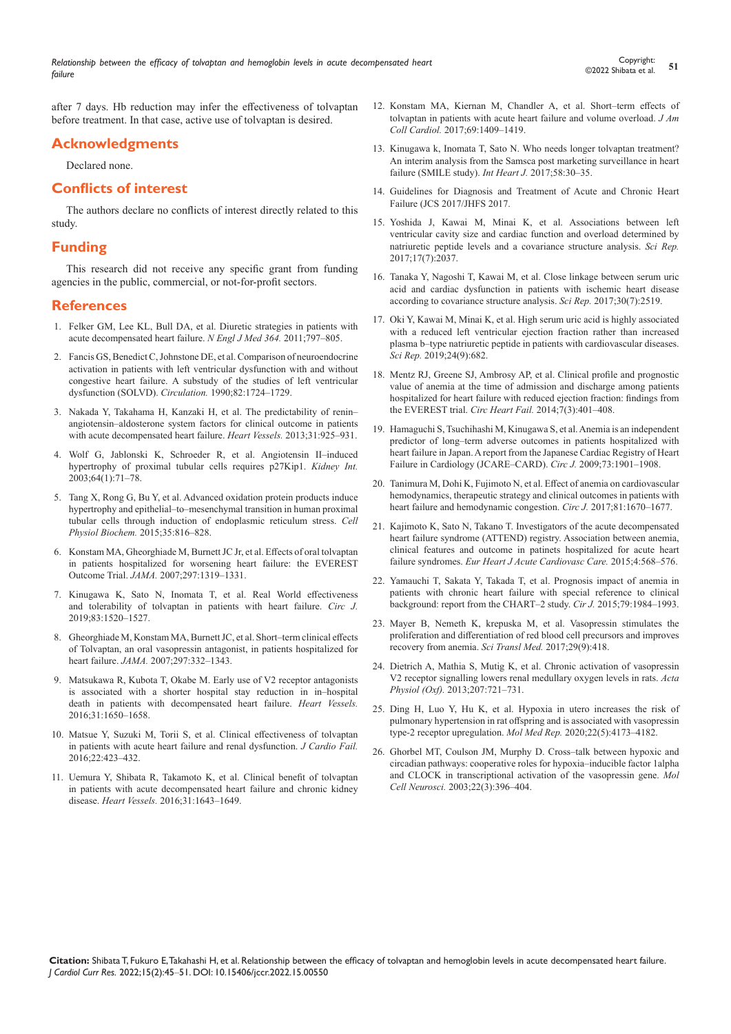after 7 days. Hb reduction may infer the effectiveness of tolvaptan before treatment. In that case, active use of tolvaptan is desired.

## Acknowledgments

Declared none.

## Conflicts of interest

The authors declare no conflicts of interest directly related to this study.

## Funding

This research did not receive any specific grant from funding agencies in the public, commercial, or not-for-profit sectors.

## References

1. Felker GM, Lee KL, Bull DA, et al. Diuretic strategies in patients with acute decompensated heart failure. *N Engl J Med 364.* 2011;797–805.
2. Fancis GS, Benedict C, Johnstone DE, et al. Comparison of neuroendocrine activation in patients with left ventricular dysfunction with and without congestive heart failure. A substudy of the studies of left ventricular dysfunction (SOLVD). *Circulation.* 1990;82:1724–1729.
3. Nakada Y, Takahama H, Kanzaki H, et al. The predictability of renin–angiotensin–aldosterone system factors for clinical outcome in patients with acute decompensated heart failure. *Heart Vessels.* 2013;31:925–931.
4. Wolf G, Jablonski K, Schroeder R, et al. Angiotensin II–induced hypertrophy of proximal tubular cells requires p27Kip1. *Kidney Int.* 2003;64(1):71–78.
5. Tang X, Rong G, Bu Y, et al. Advanced oxidation protein products induce hypertrophy and epithelial–to–mesenchymal transition in human proximal tubular cells through induction of endoplasmic reticulum stress. *Cell Physiol Biochem.* 2015;35:816–828.
6. Konstam MA, Gheorghiade M, Burnett JC Jr, et al. Effects of oral tolvaptan in patients hospitalized for worsening heart failure: the EVEREST Outcome Trial. *JAMA.* 2007;297:1319–1331.
7. Kinugawa K, Sato N, Inomata T, et al. Real World effectiveness and tolerability of tolvaptan in patients with heart failure. *Circ J.* 2019;83:1520–1527.
8. Gheorghiade M, Konstam MA, Burnett JC, et al. Short–term clinical effects of Tolvaptan, an oral vasopressin antagonist, in patients hospitalized for heart failure. *JAMA.* 2007;297:332–1343.
9. Matsukawa R, Kubota T, Okabe M. Early use of V2 receptor antagonists is associated with a shorter hospital stay reduction in in–hospital death in patients with decompensated heart failure. *Heart Vessels.* 2016;31:1650–1658.
10. Matsue Y, Suzuki M, Torii S, et al. Clinical effectiveness of tolvaptan in patients with acute heart failure and renal dysfunction. *J Cardio Fail.* 2016;22:423–432.
11. Uemura Y, Shibata R, Takamoto K, et al. Clinical benefit of tolvaptan in patients with acute decompensated heart failure and chronic kidney disease. *Heart Vessels.* 2016;31:1643–1649.
12. Konstam MA, Kiernan M, Chandler A, et al. Short–term effects of tolvaptan in patients with acute heart failure and volume overload. *J Am Coll Cardiol.* 2017;69:1409–1419.
13. Kinugawa k, Inomata T, Sato N. Who needs longer tolvaptan treatment? An interim analysis from the Samsca post marketing surveillance in heart failure (SMILE study). *Int Heart J.* 2017;58:30–35.
14. Guidelines for Diagnosis and Treatment of Acute and Chronic Heart Failure (JCS 2017/JHFS 2017.
15. Yoshida J, Kawai M, Minai K, et al. Associations between left ventricular cavity size and cardiac function and overload determined by natriuretic peptide levels and a covariance structure analysis. *Sci Rep.* 2017;17(7):2037.
16. Tanaka Y, Nagoshi T, Kawai M, et al. Close linkage between serum uric acid and cardiac dysfunction in patients with ischemic heart disease according to covariance structure analysis. *Sci Rep.* 2017;30(7):2519.
17. Oki Y, Kawai M, Minai K, et al. High serum uric acid is highly associated with a reduced left ventricular ejection fraction rather than increased plasma b–type natriuretic peptide in patients with cardiovascular diseases. *Sci Rep.* 2019;24(9):682.
18. Mentz RJ, Greene SJ, Ambrosy AP, et al. Clinical profile and prognostic value of anemia at the time of admission and discharge among patients hospitalized for heart failure with reduced ejection fraction: findings from the EVEREST trial. *Circ Heart Fail.* 2014;7(3):401–408.
19. Hamaguchi S, Tsuchihashi M, Kinugawa S, et al. Anemia is an independent predictor of long–term adverse outcomes in patients hospitalized with heart failure in Japan. A report from the Japanese Cardiac Registry of Heart Failure in Cardiology (JCARE–CARD). *Circ J.* 2009;73:1901–1908.
20. Tanimura M, Dohi K, Fujimoto N, et al. Effect of anemia on cardiovascular hemodynamics, therapeutic strategy and clinical outcomes in patients with heart failure and hemodynamic congestion. *Circ J.* 2017;81:1670–1677.
21. Kajimoto K, Sato N, Takano T. Investigators of the acute decompensated heart failure syndrome (ATTEND) registry. Association between anemia, clinical features and outcome in patinets hospitalized for acute heart failure syndromes. *Eur Heart J Acute Cardiovasc Care.* 2015;4:568–576.
22. Yamauchi T, Sakata Y, Takada T, et al. Prognosis impact of anemia in patients with chronic heart failure with special reference to clinical background: report from the CHART–2 study. *Cir J.* 2015;79:1984–1993.
23. Mayer B, Nemeth K, krepuska M, et al. Vasopressin stimulates the proliferation and differentiation of red blood cell precursors and improves recovery from anemia. *Sci Transl Med.* 2017;29(9):418.
24. Dietrich A, Mathia S, Mutig K, et al. Chronic activation of vasopressin V2 receptor signalling lowers renal medullary oxygen levels in rats. *Acta Physiol (Oxf).* 2013;207:721–731.
25. Ding H, Luo Y, Hu K, et al. Hypoxia in utero increases the risk of pulmonary hypertension in rat offspring and is associated with vasopressin type-2 receptor upregulation. *Mol Med Rep.* 2020;22(5):4173–4182.
26. Ghorbel MT, Coulson JM, Murphy D. Cross–talk between hypoxic and circadian pathways: cooperative roles for hypoxia–inducible factor 1alpha and CLOCK in transcriptional activation of the vasopressin gene. *Mol Cell Neurosci.* 2003;22(3):396–404.